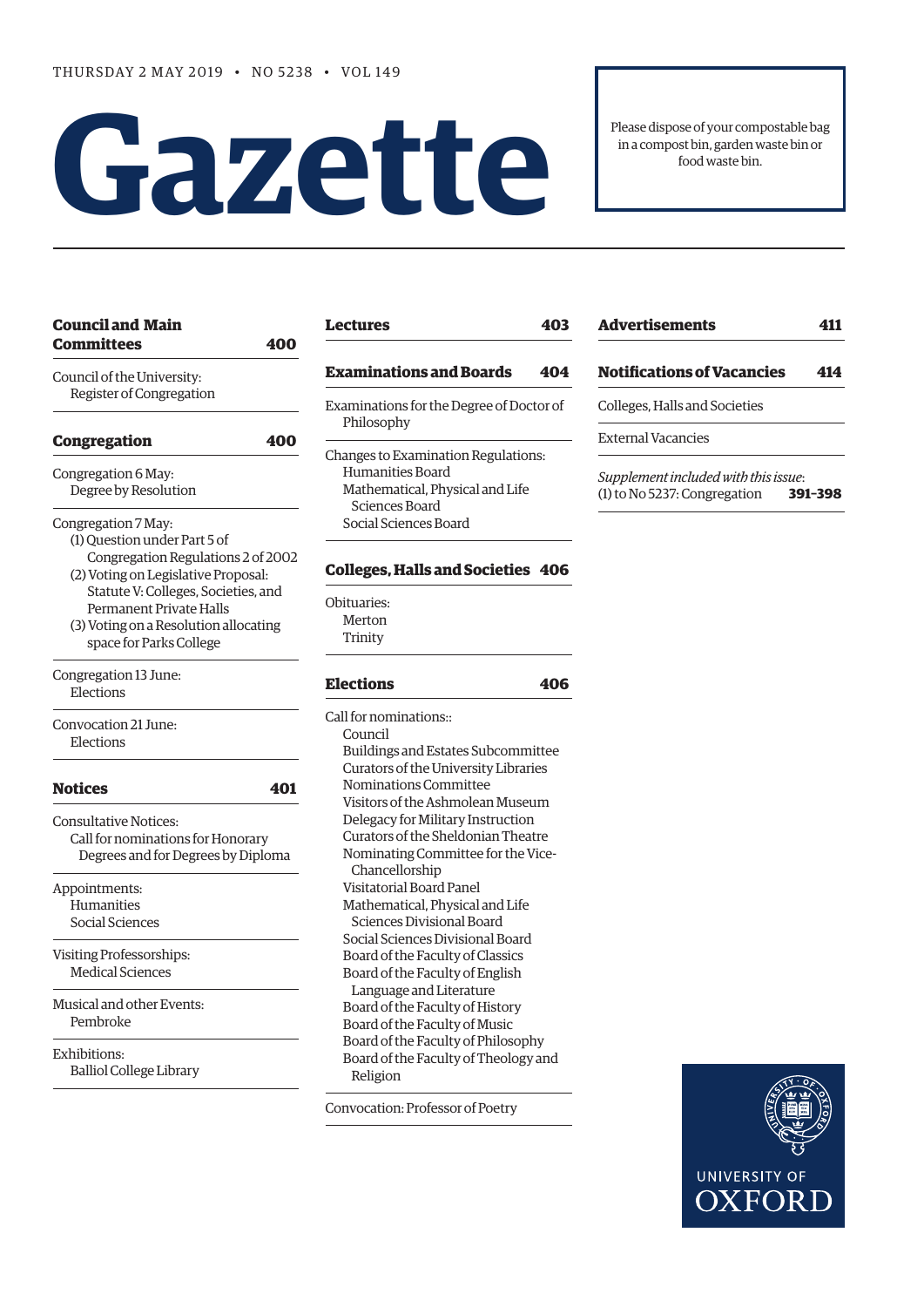THURSDAY 2 MAY 2019 • NO 5238 • VOL 149

# Gazette

Please dispose of your compostable bag in a compost bin, garden waste bin or food waste bin.

## Council and Main Committees 400

Council of the University:
- Register of Congregation

## Congregation 400

Congregation 6 May:
- Degree by Resolution

Congregation 7 May:
- (1) Question under Part 5 of Congregation Regulations 2 of 2002
- (2) Voting on Legislative Proposal: Statute V: Colleges, Societies, and Permanent Private Halls
- (3) Voting on a Resolution allocating space for Parks College

Congregation 13 June:
- Elections

Convocation 21 June:
- Elections

## Notices 401

Consultative Notices:
- Call for nominations for Honorary Degrees and for Degrees by Diploma

Appointments:
- Humanities
- Social Sciences

Visiting Professorships:
- Medical Sciences

Musical and other Events:
- Pembroke

Exhibitions:
- Balliol College Library

## Lectures 403

## Examinations and Boards 404

Examinations for the Degree of Doctor of Philosophy

Changes to Examination Regulations:
- Humanities Board
- Mathematical, Physical and Life Sciences Board
- Social Sciences Board

## Colleges, Halls and Societies 406

Obituaries:
- Merton
- Trinity

## Elections 406

Call for nominations::
- Council
- Buildings and Estates Subcommittee
- Curators of the University Libraries
- Nominations Committee
- Visitors of the Ashmolean Museum
- Delegacy for Military Instruction
- Curators of the Sheldonian Theatre
- Nominating Committee for the Vice-Chancellorship
- Visitatorial Board Panel
- Mathematical, Physical and Life Sciences Divisional Board
- Social Sciences Divisional Board
- Board of the Faculty of Classics
- Board of the Faculty of English Language and Literature
- Board of the Faculty of History
- Board of the Faculty of Music
- Board of the Faculty of Philosophy
- Board of the Faculty of Theology and Religion

Convocation: Professor of Poetry

## Advertisements 411

## Notifications of Vacancies 414

Colleges, Halls and Societies

External Vacancies

*Supplement included with this issue*:
(1) to No 5237: Congregation **391–398**

UNIVERSITY OF OXFORD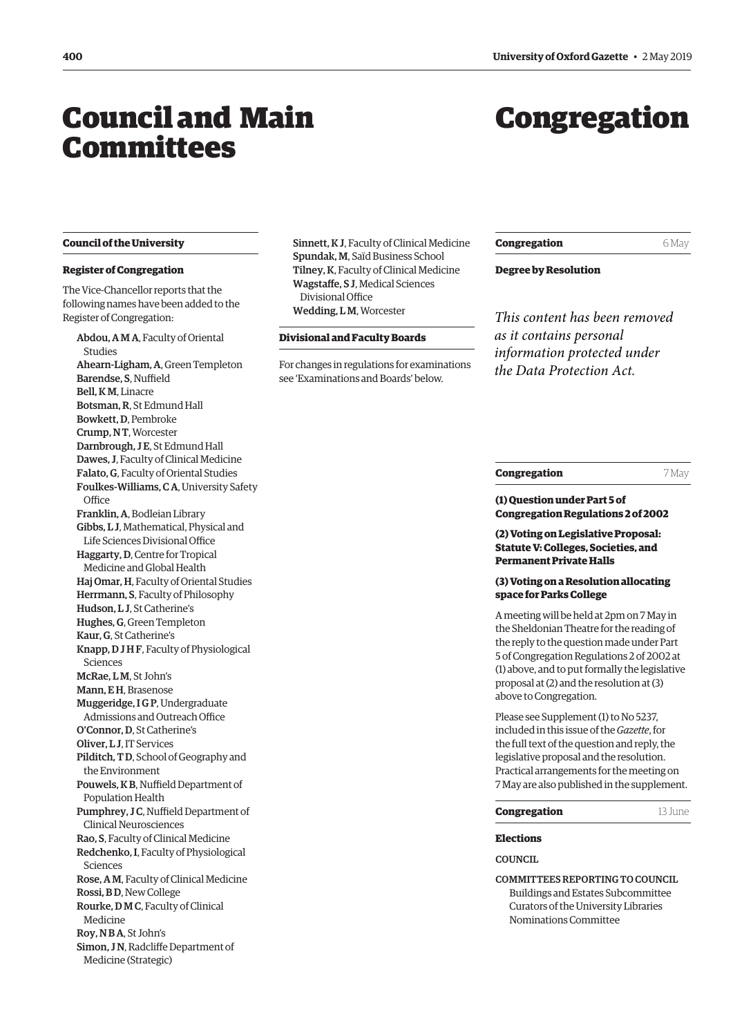# Council and Main Committees

## Council of the University

### Register of Congregation

The Vice-Chancellor reports that the following names have been added to the Register of Congregation:

**Abdou, A M A**, Faculty of Oriental Studies
**Ahearn-Ligham, A**, Green Templeton
**Barendse, S**, Nuffield
**Bell, K M**, Linacre
**Botsman, R**, St Edmund Hall
**Bowkett, D**, Pembroke
**Crump, N T**, Worcester
**Darnbrough, J E**, St Edmund Hall
**Dawes, J**, Faculty of Clinical Medicine
**Falato, G**, Faculty of Oriental Studies
**Foulkes-Williams, C A**, University Safety Office
**Franklin, A**, Bodleian Library
**Gibbs, L J**, Mathematical, Physical and Life Sciences Divisional Office
**Haggarty, D**, Centre for Tropical Medicine and Global Health
**Haj Omar, H**, Faculty of Oriental Studies
**Herrmann, S**, Faculty of Philosophy
**Hudson, L J**, St Catherine's
**Hughes, G**, Green Templeton
**Kaur, G**, St Catherine's
**Knapp, D J H F**, Faculty of Physiological Sciences
**McRae, L M**, St John's
**Mann, E H**, Brasenose
**Muggeridge, I G P**, Undergraduate Admissions and Outreach Office
**O'Connor, D**, St Catherine's
**Oliver, L J**, IT Services
**Pilditch, T D**, School of Geography and the Environment
**Pouwels, K B**, Nuffield Department of Population Health
**Pumphrey, J C**, Nuffield Department of Clinical Neurosciences
**Rao, S**, Faculty of Clinical Medicine
**Redchenko, I**, Faculty of Physiological Sciences
**Rose, A M**, Faculty of Clinical Medicine
**Rossi, B D**, New College
**Rourke, D M C**, Faculty of Clinical Medicine
**Roy, N B A**, St John's
**Simon, J N**, Radcliffe Department of Medicine (Strategic)
**Sinnett, K J**, Faculty of Clinical Medicine
**Spundak, M**, Saïd Business School
**Tilney, K**, Faculty of Clinical Medicine
**Wagstaffe, S J**, Medical Sciences Divisional Office
**Wedding, L M**, Worcester

## Divisional and Faculty Boards

For changes in regulations for examinations see 'Examinations and Boards' below.

# Congregation

## Congregation — 6 May

### Degree by Resolution

*This content has been removed as it contains personal information protected under the Data Protection Act.*

## Congregation — 7 May

### (1) Question under Part 5 of Congregation Regulations 2 of 2002

### (2) Voting on Legislative Proposal: Statute V: Colleges, Societies, and Permanent Private Halls

### (3) Voting on a Resolution allocating space for Parks College

A meeting will be held at 2pm on 7 May in the Sheldonian Theatre for the reading of the reply to the question made under Part 5 of Congregation Regulations 2 of 2002 at (1) above, and to put formally the legislative proposal at (2) and the resolution at (3) above to Congregation.

Please see Supplement (1) to No 5237, included in this issue of the *Gazette*, for the full text of the question and reply, the legislative proposal and the resolution. Practical arrangements for the meeting on 7 May are also published in the supplement.

## Congregation — 13 June

### Elections

COUNCIL

COMMITTEES REPORTING TO COUNCIL
Buildings and Estates Subcommittee
Curators of the University Libraries
Nominations Committee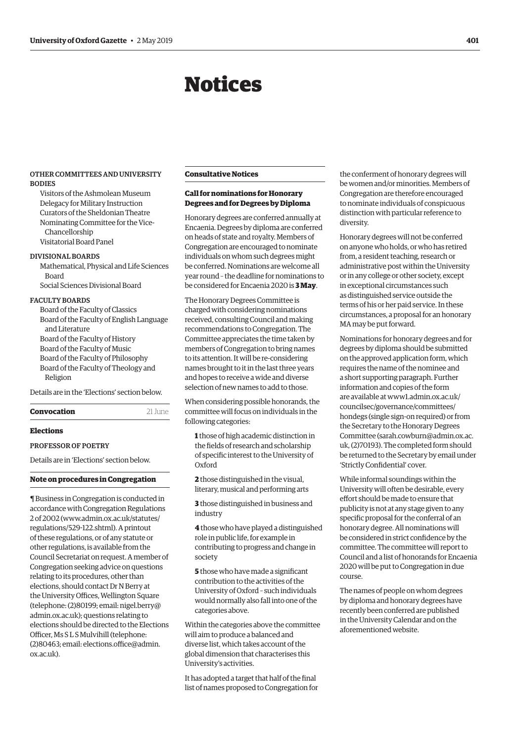# Notices

OTHER COMMITTEES AND UNIVERSITY BODIES

- Visitors of the Ashmolean Museum
- Delegacy for Military Instruction
- Curators of the Sheldonian Theatre
- Nominating Committee for the Vice-Chancellorship
- Visitatorial Board Panel

DIVISIONAL BOARDS

- Mathematical, Physical and Life Sciences Board
- Social Sciences Divisional Board

FACULTY BOARDS

- Board of the Faculty of Classics
- Board of the Faculty of English Language and Literature
- Board of the Faculty of History
- Board of the Faculty of Music
- Board of the Faculty of Philosophy
- Board of the Faculty of Theology and Religion

Details are in the 'Elections' section below.

**Convocation** 21 June

**Elections**

PROFESSOR OF POETRY

Details are in 'Elections' section below.

**Note on procedures in Congregation**

¶ Business in Congregation is conducted in accordance with Congregation Regulations 2 of 2002 (www.admin.ox.ac.uk/statutes/regulations/529-122.shtml). A printout of these regulations, or of any statute or other regulations, is available from the Council Secretariat on request. A member of Congregation seeking advice on questions relating to its procedures, other than elections, should contact Dr N Berry at the University Offices, Wellington Square (telephone: (2)80199; email: nigel.berry@admin.ox.ac.uk); questions relating to elections should be directed to the Elections Officer, Ms S L S Mulvihill (telephone: (2)80463; email: elections.office@admin.ox.ac.uk).

**Consultative Notices**

**Call for nominations for Honorary Degrees and for Degrees by Diploma**

Honorary degrees are conferred annually at Encaenia. Degrees by diploma are conferred on heads of state and royalty. Members of Congregation are encouraged to nominate individuals on whom such degrees might be conferred. Nominations are welcome all year round – the deadline for nominations to be considered for Encaenia 2020 is **3 May**.

The Honorary Degrees Committee is charged with considering nominations received, consulting Council and making recommendations to Congregation. The Committee appreciates the time taken by members of Congregation to bring names to its attention. It will be re-considering names brought to it in the last three years and hopes to receive a wide and diverse selection of new names to add to those.

When considering possible honorands, the committee will focus on individuals in the following categories:

**1** those of high academic distinction in the fields of research and scholarship of specific interest to the University of Oxford

**2** those distinguished in the visual, literary, musical and performing arts

**3** those distinguished in business and industry

**4** those who have played a distinguished role in public life, for example in contributing to progress and change in society

**5** those who have made a significant contribution to the activities of the University of Oxford – such individuals would normally also fall into one of the categories above.

Within the categories above the committee will aim to produce a balanced and diverse list, which takes account of the global dimension that characterises this University's activities.

It has adopted a target that half of the final list of names proposed to Congregation for the conferment of honorary degrees will be women and/or minorities. Members of Congregation are therefore encouraged to nominate individuals of conspicuous distinction with particular reference to diversity.

Honorary degrees will not be conferred on anyone who holds, or who has retired from, a resident teaching, research or administrative post within the University or in any college or other society, except in exceptional circumstances such as distinguished service outside the terms of his or her paid service. In these circumstances, a proposal for an honorary MA may be put forward.

Nominations for honorary degrees and for degrees by diploma should be submitted on the approved application form, which requires the name of the nominee and a short supporting paragraph. Further information and copies of the form are available at www1.admin.ox.ac.uk/councilsec/governance/committees/hondegs (single sign-on required) or from the Secretary to the Honorary Degrees Committee (sarah.cowburn@admin.ox.ac.uk, (2)70193). The completed form should be returned to the Secretary by email under 'Strictly Confidential' cover.

While informal soundings within the University will often be desirable, every effort should be made to ensure that publicity is not at any stage given to any specific proposal for the conferral of an honorary degree. All nominations will be considered in strict confidence by the committee. The committee will report to Council and a list of honorands for Encaenia 2020 will be put to Congregation in due course.

The names of people on whom degrees by diploma and honorary degrees have recently been conferred are published in the University Calendar and on the aforementioned website.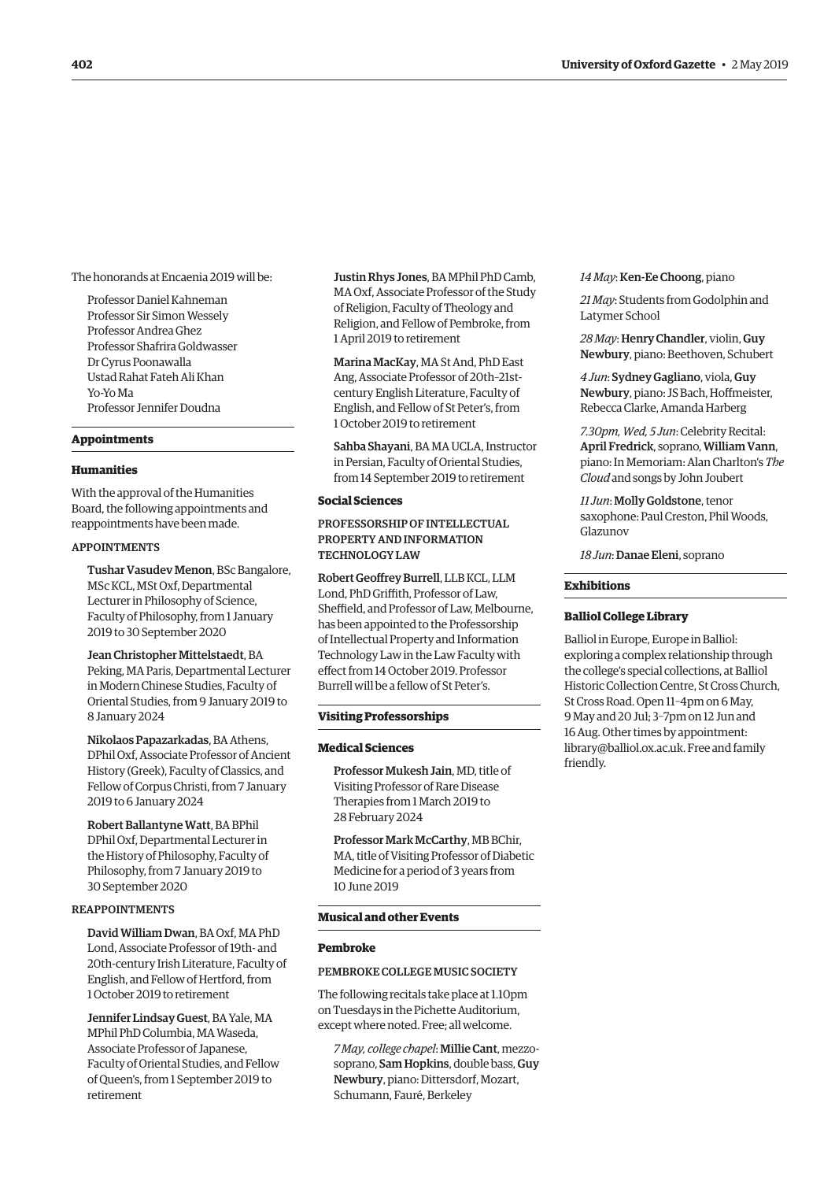The honorands at Encaenia 2019 will be:

Professor Daniel Kahneman
Professor Sir Simon Wessely
Professor Andrea Ghez
Professor Shafrira Goldwasser
Dr Cyrus Poonawalla
Ustad Rahat Fateh Ali Khan
Yo-Yo Ma
Professor Jennifer Doudna

## Appointments

### Humanities

With the approval of the Humanities Board, the following appointments and reappointments have been made.

#### APPOINTMENTS

**Tushar Vasudev Menon**, BSc Bangalore, MSc KCL, MSt Oxf, Departmental Lecturer in Philosophy of Science, Faculty of Philosophy, from 1 January 2019 to 30 September 2020

**Jean Christopher Mittelstaedt**, BA Peking, MA Paris, Departmental Lecturer in Modern Chinese Studies, Faculty of Oriental Studies, from 9 January 2019 to 8 January 2024

**Nikolaos Papazarkadas**, BA Athens, DPhil Oxf, Associate Professor of Ancient History (Greek), Faculty of Classics, and Fellow of Corpus Christi, from 7 January 2019 to 6 January 2024

**Robert Ballantyne Watt**, BA BPhil DPhil Oxf, Departmental Lecturer in the History of Philosophy, Faculty of Philosophy, from 7 January 2019 to 30 September 2020

#### REAPPOINTMENTS

**David William Dwan**, BA Oxf, MA PhD Lond, Associate Professor of 19th- and 20th-century Irish Literature, Faculty of English, and Fellow of Hertford, from 1 October 2019 to retirement

**Jennifer Lindsay Guest**, BA Yale, MA MPhil PhD Columbia, MA Waseda, Associate Professor of Japanese, Faculty of Oriental Studies, and Fellow of Queen's, from 1 September 2019 to retirement

**Justin Rhys Jones**, BA MPhil PhD Camb, MA Oxf, Associate Professor of the Study of Religion, Faculty of Theology and Religion, and Fellow of Pembroke, from 1 April 2019 to retirement

**Marina MacKay**, MA St And, PhD East Ang, Associate Professor of 20th–21st-century English Literature, Faculty of English, and Fellow of St Peter's, from 1 October 2019 to retirement

**Sahba Shayani**, BA MA UCLA, Instructor in Persian, Faculty of Oriental Studies, from 14 September 2019 to retirement

### Social Sciences

#### PROFESSORSHIP OF INTELLECTUAL PROPERTY AND INFORMATION TECHNOLOGY LAW

**Robert Geoffrey Burrell**, LLB KCL, LLM Lond, PhD Griffith, Professor of Law, Sheffield, and Professor of Law, Melbourne, has been appointed to the Professorship of Intellectual Property and Information Technology Law in the Law Faculty with effect from 14 October 2019. Professor Burrell will be a fellow of St Peter's.

## Visiting Professorships

### Medical Sciences

**Professor Mukesh Jain**, MD, title of Visiting Professor of Rare Disease Therapies from 1 March 2019 to 28 February 2024

**Professor Mark McCarthy**, MB BChir, MA, title of Visiting Professor of Diabetic Medicine for a period of 3 years from 10 June 2019

## Musical and other Events

### Pembroke

#### PEMBROKE COLLEGE MUSIC SOCIETY

The following recitals take place at 1.10pm on Tuesdays in the Pichette Auditorium, except where noted. Free; all welcome.

*7 May, college chapel*: **Millie Cant**, mezzo-soprano, **Sam Hopkins**, double bass, **Guy Newbury**, piano: Dittersdorf, Mozart, Schumann, Fauré, Berkeley

*14 May*: **Ken-Ee Choong**, piano

*21 May*: Students from Godolphin and Latymer School

*28 May*: **Henry Chandler**, violin, **Guy Newbury**, piano: Beethoven, Schubert

*4 Jun*: **Sydney Gagliano**, viola, **Guy Newbury**, piano: JS Bach, Hoffmeister, Rebecca Clarke, Amanda Harberg

*7.30pm, Wed, 5 Jun*: Celebrity Recital: **April Fredrick**, soprano, **William Vann**, piano: In Memoriam: Alan Charlton's *The Cloud* and songs by John Joubert

*11 Jun*: **Molly Goldstone**, tenor saxophone: Paul Creston, Phil Woods, Glazunov

*18 Jun*: **Danae Eleni**, soprano

## Exhibitions

### Balliol College Library

Balliol in Europe, Europe in Balliol: exploring a complex relationship through the college's special collections, at Balliol Historic Collection Centre, St Cross Church, St Cross Road. Open 11–4pm on 6 May, 9 May and 20 Jul; 3–7pm on 12 Jun and 16 Aug. Other times by appointment: library@balliol.ox.ac.uk. Free and family friendly.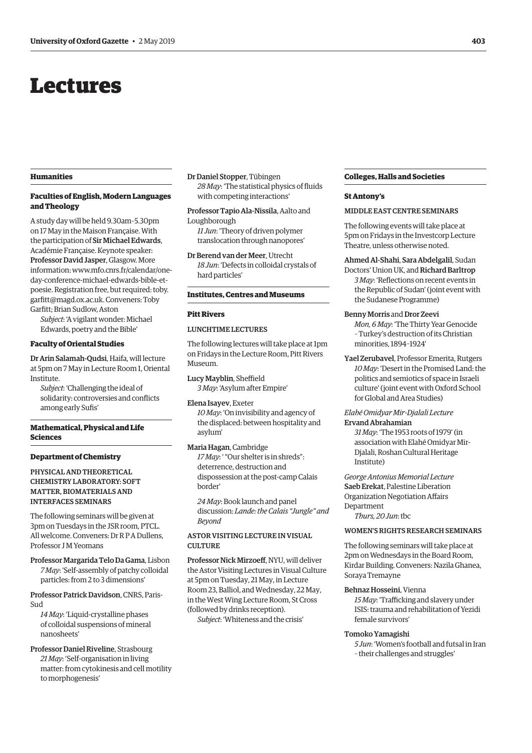# Lectures

## Humanities

### Faculties of English, Modern Languages and Theology

A study day will be held 9.30am–5.30pm on 17 May in the Maison Française. With the participation of **Sir Michael Edwards**, Académie Française. Keynote speaker: **Professor David Jasper**, Glasgow. More information: www.mfo.cnrs.fr/calendar/one-day-conference-michael-edwards-bible-et-poesie. Registration free, but required: toby.garfitt@magd.ox.ac.uk. Conveners: Toby Garfitt; Brian Sudlow, Aston

*Subject*: 'A vigilant wonder: Michael Edwards, poetry and the Bible'

### Faculty of Oriental Studies

**Dr Arin Salamah-Qudsi**, Haifa, will lecture at 5pm on 7 May in Lecture Room 1, Oriental Institute.

*Subject*: 'Challenging the ideal of solidarity: controversies and conflicts among early Sufis'

## Mathematical, Physical and Life Sciences

### Department of Chemistry

PHYSICAL AND THEORETICAL CHEMISTRY LABORATORY: SOFT MATTER, BIOMATERIALS AND INTERFACES SEMINARS

The following seminars will be given at 3pm on Tuesdays in the JSR room, PTCL. All welcome. Conveners: Dr R P A Dullens, Professor J M Yeomans

**Professor Margarida Telo Da Gama**, Lisbon
*7 May*: 'Self-assembly of patchy colloidal particles: from 2 to 3 dimensions'

**Professor Patrick Davidson**, CNRS, Paris-Sud
*14 May*: 'Liquid-crystalline phases of colloidal suspensions of mineral nanosheets'

**Professor Daniel Riveline**, Strasbourg
*21 May*: 'Self-organisation in living matter: from cytokinesis and cell motility to morphogenesis'

**Dr Daniel Stopper**, Tübingen
*28 May*: 'The statistical physics of fluids with competing interactions'

**Professor Tapio Ala-Nissila**, Aalto and Loughborough
*11 Jun*: 'Theory of driven polymer translocation through nanopores'

**Dr Berend van der Meer**, Utrecht
*18 Jun*: 'Defects in colloidal crystals of hard particles'

## Institutes, Centres and Museums

### Pitt Rivers

LUNCHTIME LECTURES

The following lectures will take place at 1pm on Fridays in the Lecture Room, Pitt Rivers Museum.

**Lucy Mayblin**, Sheffield
*3 May*: 'Asylum after Empire'

**Elena Isayev**, Exeter
*10 May*: 'On invisibility and agency of the displaced: between hospitality and asylum'

**Maria Hagan**, Cambridge
*17 May*: ' "Our shelter is in shreds": deterrence, destruction and dispossession at the post-camp Calais border'

*24 May*: Book launch and panel discussion: *Lande: the Calais "Jungle" and Beyond*

ASTOR VISITING LECTURE IN VISUAL CULTURE

**Professor Nick Mirzoeff**, NYU, will deliver the Astor Visiting Lectures in Visual Culture at 5pm on Tuesday, 21 May, in Lecture Room 23, Balliol, and Wednesday, 22 May, in the West Wing Lecture Room, St Cross (followed by drinks reception).

*Subject*: 'Whiteness and the crisis'

## Colleges, Halls and Societies

### St Antony's

MIDDLE EAST CENTRE SEMINARS

The following events will take place at 5pm on Fridays in the Investcorp Lecture Theatre, unless otherwise noted.

**Ahmed Al-Shahi**, **Sara Abdelgalil**, Sudan Doctors' Union UK, and **Richard Barltrop**
*3 May*: 'Reflections on recent events in the Republic of Sudan' (joint event with the Sudanese Programme)

**Benny Morris** and **Dror Zeevi**
*Mon, 6 May*: 'The Thirty Year Genocide – Turkey's destruction of its Christian minorities, 1894–1924'

**Yael Zerubavel**, Professor Emerita, Rutgers
*10 May*: 'Desert in the Promised Land: the politics and semiotics of space in Israeli culture' (joint event with Oxford School for Global and Area Studies)

*Elahé Omidyar Mir-Djalali Lecture*
**Ervand Abrahamian**
*31 May*: 'The 1953 roots of 1979' (in association with Elahé Omidyar Mir-Djalali, Roshan Cultural Heritage Institute)

*George Antonius Memorial Lecture*
**Saeb Erekat**, Palestine Liberation Organization Negotiation Affairs Department
*Thurs, 20 Jun*: tbc

WOMEN'S RIGHTS RESEARCH SEMINARS

The following seminars will take place at 2pm on Wednesdays in the Board Room, Kirdar Building. Conveners: Nazila Ghanea, Soraya Tremayne

**Behnaz Hosseini**, Vienna
*15 May*: 'Trafficking and slavery under ISIS: trauma and rehabilitation of Yezidi female survivors'

**Tomoko Yamagishi**
*5 Jun*: 'Women's football and futsal in Iran – their challenges and struggles'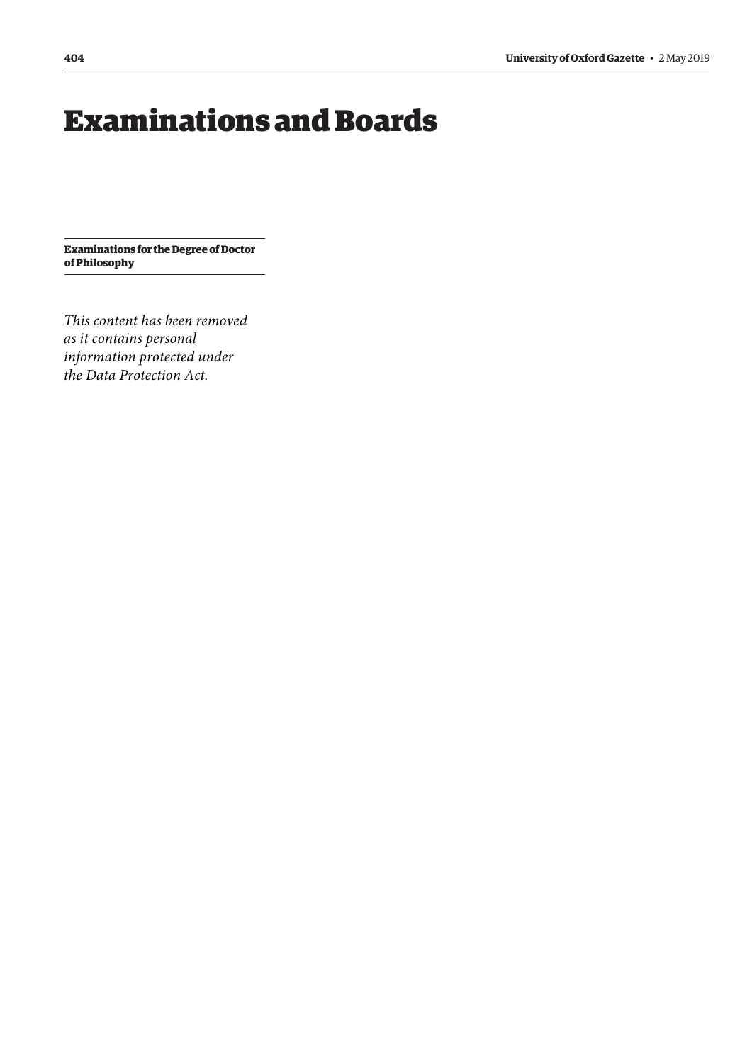# Examinations and Boards

## Examinations for the Degree of Doctor of Philosophy

*This content has been removed as it contains personal information protected under the Data Protection Act.*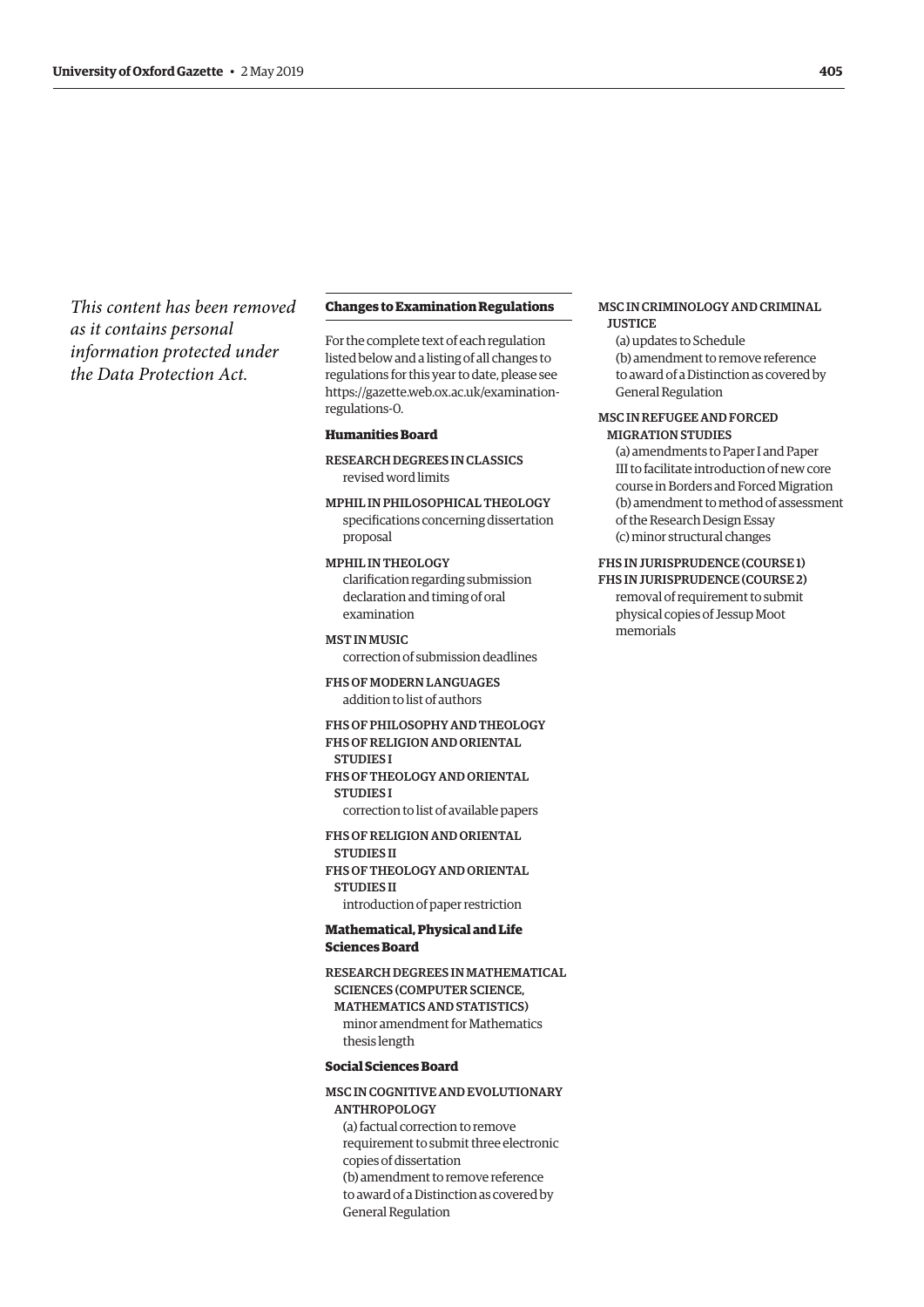*This content has been removed as it contains personal information protected under the Data Protection Act.*

## Changes to Examination Regulations

For the complete text of each regulation listed below and a listing of all changes to regulations for this year to date, please see https://gazette.web.ox.ac.uk/examination-regulations-0.

### Humanities Board

RESEARCH DEGREES IN CLASSICS
revised word limits

MPHIL IN PHILOSOPHICAL THEOLOGY
specifications concerning dissertation proposal

MPHIL IN THEOLOGY
clarification regarding submission declaration and timing of oral examination

MST IN MUSIC
correction of submission deadlines

FHS OF MODERN LANGUAGES
addition to list of authors

FHS OF PHILOSOPHY AND THEOLOGY
FHS OF RELIGION AND ORIENTAL STUDIES I
FHS OF THEOLOGY AND ORIENTAL STUDIES I
correction to list of available papers

FHS OF RELIGION AND ORIENTAL STUDIES II
FHS OF THEOLOGY AND ORIENTAL STUDIES II
introduction of paper restriction

### Mathematical, Physical and Life Sciences Board

RESEARCH DEGREES IN MATHEMATICAL SCIENCES (COMPUTER SCIENCE, MATHEMATICS AND STATISTICS)
minor amendment for Mathematics thesis length

### Social Sciences Board

MSC IN COGNITIVE AND EVOLUTIONARY ANTHROPOLOGY
(a) factual correction to remove requirement to submit three electronic copies of dissertation
(b) amendment to remove reference to award of a Distinction as covered by General Regulation

MSC IN CRIMINOLOGY AND CRIMINAL JUSTICE
(a) updates to Schedule
(b) amendment to remove reference to award of a Distinction as covered by General Regulation

MSC IN REFUGEE AND FORCED MIGRATION STUDIES
(a) amendments to Paper I and Paper III to facilitate introduction of new core course in Borders and Forced Migration
(b) amendment to method of assessment of the Research Design Essay
(c) minor structural changes

FHS IN JURISPRUDENCE (COURSE 1)
FHS IN JURISPRUDENCE (COURSE 2)
removal of requirement to submit physical copies of Jessup Moot memorials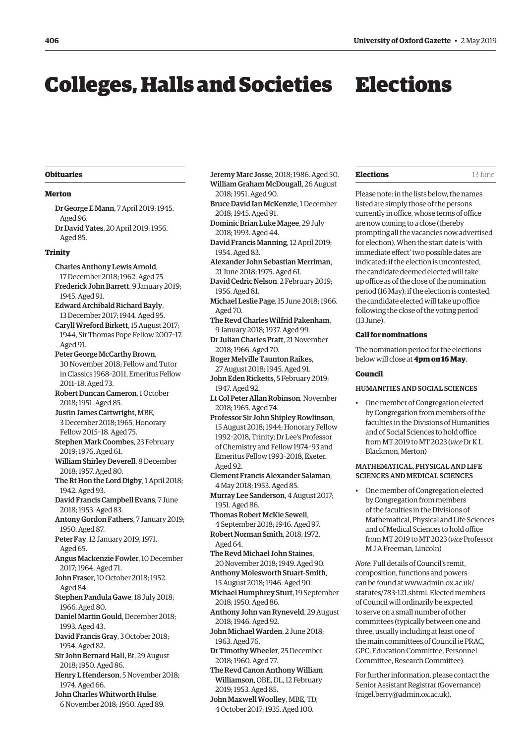# Colleges, Halls and Societies

## Obituaries

### Merton

Dr George E Mann, 7 April 2019; 1945. Aged 96.

Dr David Yates, 20 April 2019; 1956. Aged 85.

### Trinity

Charles Anthony Lewis Arnold, 17 December 2018; 1962. Aged 75.

Frederick John Barrett, 9 January 2019; 1945. Aged 91.

Edward Archibald Richard Bayly, 13 December 2017; 1944. Aged 95.

Caryll Wreford Birkett, 15 August 2017; 1944, Sir Thomas Pope Fellow 2007–17. Aged 91.

Peter George McCarthy Brown, 30 November 2018; Fellow and Tutor in Classics 1968–2011, Emeritus Fellow 2011–18. Aged 73.

Robert Duncan Cameron, 1 October 2018; 1951. Aged 85.

Justin James Cartwright, MBE, 3 December 2018; 1965, Honorary Fellow 2015–18. Aged 75.

Stephen Mark Coombes, 23 February 2019; 1976. Aged 61.

William Shirley Deverell, 8 December 2018; 1957. Aged 80.

The Rt Hon the Lord Digby, 1 April 2018; 1942. Aged 93.

David Francis Campbell Evans, 7 June 2018; 1953. Aged 83.

Antony Gordon Fathers, 7 January 2019; 1950. Aged 87.

Peter Fay, 12 January 2019; 1971. Aged 65.

Angus Mackenzie Fowler, 10 December 2017; 1964. Aged 71.

John Fraser, 10 October 2018; 1952. Aged 84.

Stephen Pandula Gawe, 18 July 2018; 1966. Aged 80.

Daniel Martin Gould, December 2018; 1993. Aged 43.

David Francis Gray, 3 October 2018; 1954. Aged 82.

Sir John Bernard Hall, Bt, 29 August 2018; 1950. Aged 86.

Henry L Henderson, 5 November 2018; 1974. Aged 66.

John Charles Whitworth Hulse, 6 November 2018; 1950. Aged 89.

Jeremy Marc Josse, 2018; 1986. Aged 50.

William Graham McDougall, 26 August 2018; 1951. Aged 90.

Bruce David Ian McKenzie, 1 December 2018; 1945. Aged 91.

Dominic Brian Luke Magee, 29 July 2018; 1993. Aged 44.

David Francis Manning, 12 April 2019; 1954. Aged 83.

Alexander John Sebastian Merriman, 21 June 2018; 1975. Aged 61.

David Cedric Nelson, 2 February 2019; 1956. Aged 81.

Michael Leslie Page, 15 June 2018; 1966. Aged 70.

The Revd Charles Wilfrid Pakenham, 9 January 2018; 1937. Aged 99.

Dr Julian Charles Pratt, 21 November 2018; 1966. Aged 70.

Roger Melville Taunton Raikes, 27 August 2018; 1945. Aged 91.

John Eden Ricketts, 5 February 2019; 1947. Aged 92.

Lt Col Peter Allan Robinson, November 2018; 1965. Aged 74.

Professor Sir John Shipley Rowlinson, 15 August 2018; 1944; Honorary Fellow 1992–2018, Trinity; Dr Lee's Professor of Chemistry and Fellow 1974–93 and Emeritus Fellow 1993–2018, Exeter. Aged 92.

Clement Francis Alexander Salaman, 4 May 2018; 1953. Aged 85.

Murray Lee Sanderson, 4 August 2017; 1951. Aged 86.

Thomas Robert McKie Sewell, 4 September 2018; 1946. Aged 97.

Robert Norman Smith, 2018; 1972. Aged 64.

The Revd Michael John Staines, 20 November 2018; 1949. Aged 90.

Anthony Molesworth Stuart-Smith, 15 August 2018; 1946. Aged 90.

Michael Humphrey Sturt, 19 September 2018; 1950. Aged 86.

Anthony John van Ryneveld, 29 August 2018; 1946. Aged 92.

John Michael Warden, 2 June 2018; 1963. Aged 76.

Dr Timothy Wheeler, 25 December 2018; 1960. Aged 77.

The Revd Canon Anthony William Williamson, OBE, DL, 12 February 2019; 1953. Aged 85.

John Maxwell Woolley, MBE, TD, 4 October 2017; 1935. Aged 100.

# Elections

## Elections — 13 June

Please note: in the lists below, the names listed are simply those of the persons currently in office, whose terms of office are now coming to a close (thereby prompting all the vacancies now advertised for election). When the start date is 'with immediate effect' two possible dates are indicated: if the election is uncontested, the candidate deemed elected will take up office as of the close of the nomination period (16 May); if the election is contested, the candidate elected will take up office following the close of the voting period (13 June).

### Call for nominations

The nomination period for the elections below will close at **4pm on 16 May**.

### Council

#### HUMANITIES AND SOCIAL SCIENCES

- One member of Congregation elected by Congregation from members of the faculties in the Divisions of Humanities and of Social Sciences to hold office from MT 2019 to MT 2023 (*vice* Dr K L Blackmon, Merton)

#### MATHEMATICAL, PHYSICAL AND LIFE SCIENCES AND MEDICAL SCIENCES

- One member of Congregation elected by Congregation from members of the faculties in the Divisions of Mathematical, Physical and Life Sciences and of Medical Sciences to hold office from MT 2019 to MT 2023 (*vice* Professor M J A Freeman, Lincoln)

*Note*: Full details of Council's remit, composition, functions and powers can be found at www.admin.ox.ac.uk/statutes/783-121.shtml. Elected members of Council will ordinarily be expected to serve on a small number of other committees (typically between one and three, usually including at least one of the main committees of Council ie PRAC, GPC, Education Committee, Personnel Committee, Research Committee).

For further information, please contact the Senior Assistant Registrar (Governance) (nigel.berry@admin.ox.ac.uk).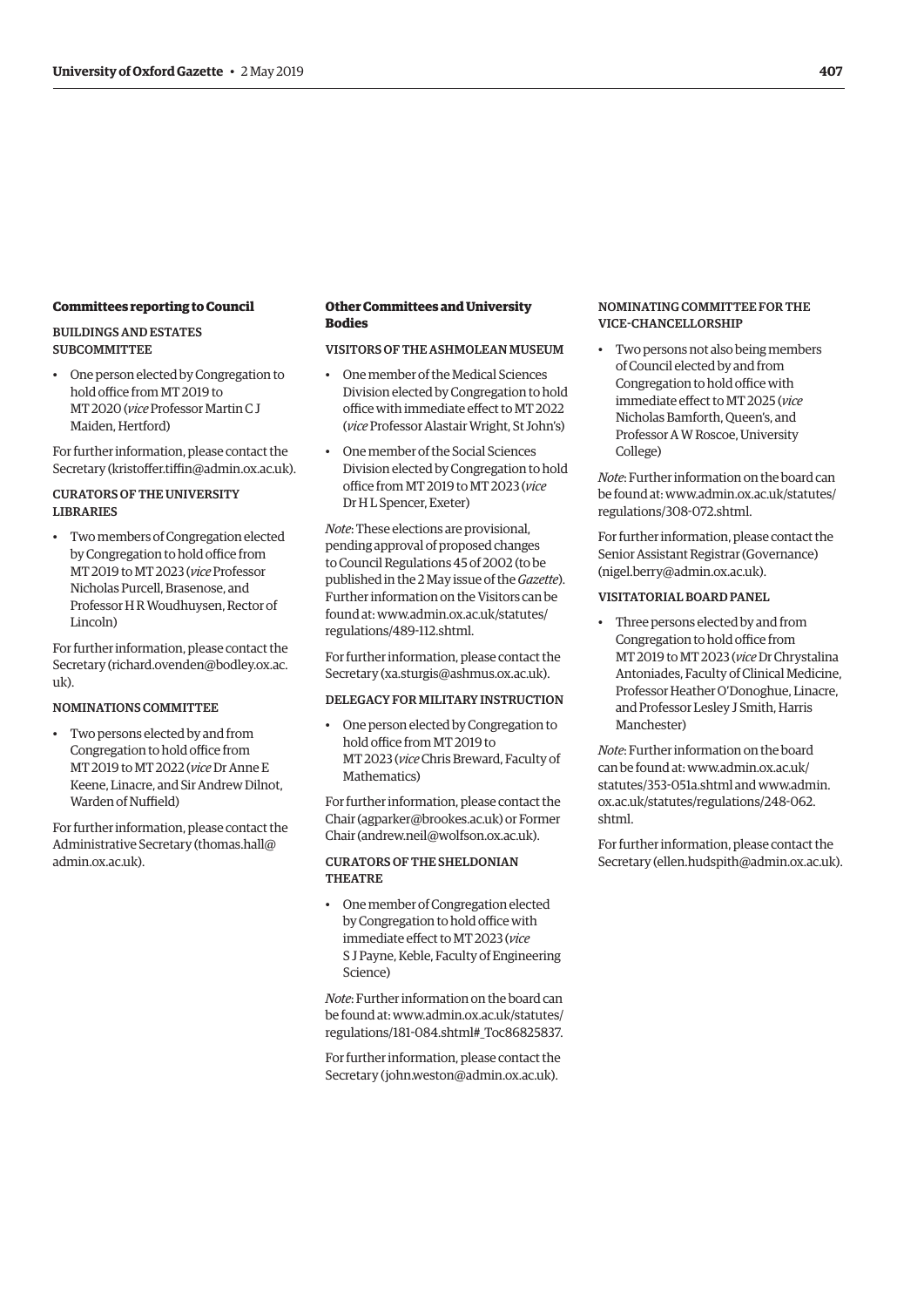### Committees reporting to Council

#### BUILDINGS AND ESTATES SUBCOMMITTEE

- One person elected by Congregation to hold office from MT 2019 to MT 2020 (*vice* Professor Martin C J Maiden, Hertford)

For further information, please contact the Secretary (kristoffer.tiffin@admin.ox.ac.uk).

#### CURATORS OF THE UNIVERSITY LIBRARIES

- Two members of Congregation elected by Congregation to hold office from MT 2019 to MT 2023 (*vice* Professor Nicholas Purcell, Brasenose, and Professor H R Woudhuysen, Rector of Lincoln)

For further information, please contact the Secretary (richard.ovenden@bodley.ox.ac.uk).

#### NOMINATIONS COMMITTEE

- Two persons elected by and from Congregation to hold office from MT 2019 to MT 2022 (*vice* Dr Anne E Keene, Linacre, and Sir Andrew Dilnot, Warden of Nuffield)

For further information, please contact the Administrative Secretary (thomas.hall@admin.ox.ac.uk).

### Other Committees and University Bodies

#### VISITORS OF THE ASHMOLEAN MUSEUM

- One member of the Medical Sciences Division elected by Congregation to hold office with immediate effect to MT 2022 (*vice* Professor Alastair Wright, St John's)
- One member of the Social Sciences Division elected by Congregation to hold office from MT 2019 to MT 2023 (*vice* Dr H L Spencer, Exeter)

*Note*: These elections are provisional, pending approval of proposed changes to Council Regulations 45 of 2002 (to be published in the 2 May issue of the *Gazette*). Further information on the Visitors can be found at: www.admin.ox.ac.uk/statutes/regulations/489-112.shtml.

For further information, please contact the Secretary (xa.sturgis@ashmus.ox.ac.uk).

#### DELEGACY FOR MILITARY INSTRUCTION

- One person elected by Congregation to hold office from MT 2019 to MT 2023 (*vice* Chris Breward, Faculty of Mathematics)

For further information, please contact the Chair (agparker@brookes.ac.uk) or Former Chair (andrew.neil@wolfson.ox.ac.uk).

#### CURATORS OF THE SHELDONIAN THEATRE

- One member of Congregation elected by Congregation to hold office with immediate effect to MT 2023 (*vice* S J Payne, Keble, Faculty of Engineering Science)

*Note*: Further information on the board can be found at: www.admin.ox.ac.uk/statutes/regulations/181-084.shtml#_Toc86825837.

For further information, please contact the Secretary (john.weston@admin.ox.ac.uk).

#### NOMINATING COMMITTEE FOR THE VICE-CHANCELLORSHIP

- Two persons not also being members of Council elected by and from Congregation to hold office with immediate effect to MT 2025 (*vice* Nicholas Bamforth, Queen's, and Professor A W Roscoe, University College)

*Note*: Further information on the board can be found at: www.admin.ox.ac.uk/statutes/regulations/308-072.shtml.

For further information, please contact the Senior Assistant Registrar (Governance) (nigel.berry@admin.ox.ac.uk).

#### VISITATORIAL BOARD PANEL

- Three persons elected by and from Congregation to hold office from MT 2019 to MT 2023 (*vice* Dr Chrystalina Antoniades, Faculty of Clinical Medicine, Professor Heather O'Donoghue, Linacre, and Professor Lesley J Smith, Harris Manchester)

*Note*: Further information on the board can be found at: www.admin.ox.ac.uk/statutes/353-051a.shtml and www.admin.ox.ac.uk/statutes/regulations/248-062.shtml.

For further information, please contact the Secretary (ellen.hudspith@admin.ox.ac.uk).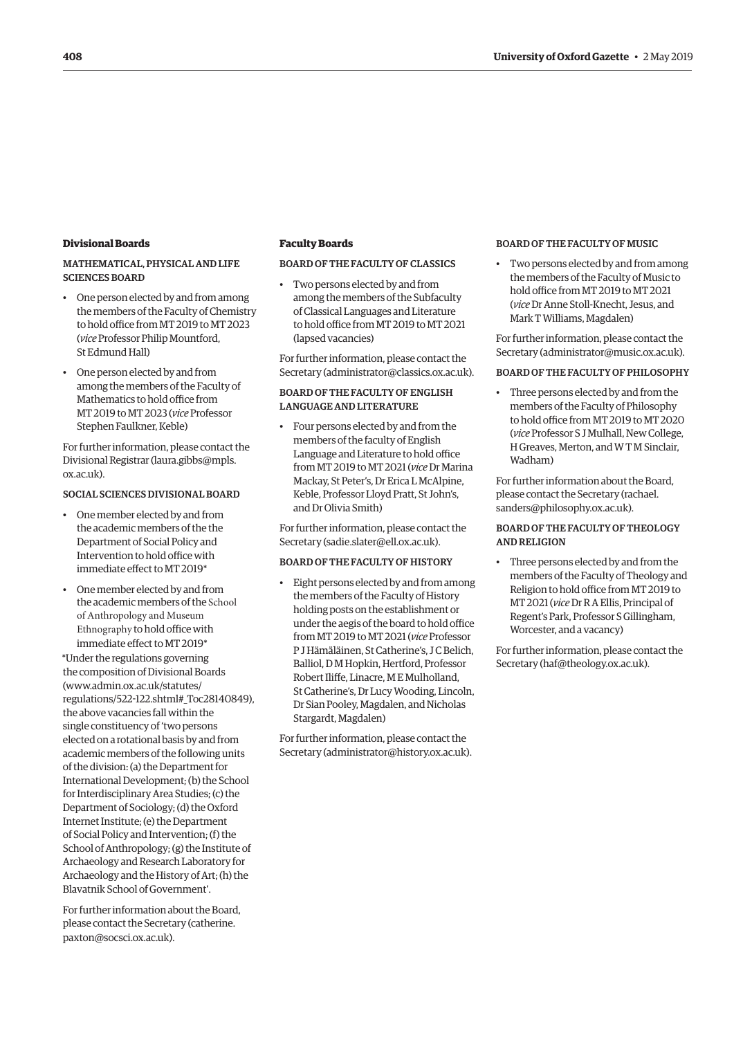### Divisional Boards

#### MATHEMATICAL, PHYSICAL AND LIFE SCIENCES BOARD

- One person elected by and from among the members of the Faculty of Chemistry to hold office from MT 2019 to MT 2023 (*vice* Professor Philip Mountford, St Edmund Hall)
- One person elected by and from among the members of the Faculty of Mathematics to hold office from MT 2019 to MT 2023 (*vice* Professor Stephen Faulkner, Keble)

For further information, please contact the Divisional Registrar (laura.gibbs@mpls.ox.ac.uk).

#### SOCIAL SCIENCES DIVISIONAL BOARD

- One member elected by and from the academic members of the the Department of Social Policy and Intervention to hold office with immediate effect to MT 2019*
- One member elected by and from the academic members of the School of Anthropology and Museum Ethnography to hold office with immediate effect to MT 2019*

*Under the regulations governing the composition of Divisional Boards (www.admin.ox.ac.uk/statutes/regulations/522-122.shtml#_Toc28140849), the above vacancies fall within the single constituency of 'two persons elected on a rotational basis by and from academic members of the following units of the division: (a) the Department for International Development; (b) the School for Interdisciplinary Area Studies; (c) the Department of Sociology; (d) the Oxford Internet Institute; (e) the Department of Social Policy and Intervention; (f) the School of Anthropology; (g) the Institute of Archaeology and Research Laboratory for Archaeology and the History of Art; (h) the Blavatnik School of Government'.

For further information about the Board, please contact the Secretary (catherine.paxton@socsci.ox.ac.uk).

### Faculty Boards

#### BOARD OF THE FACULTY OF CLASSICS

- Two persons elected by and from among the members of the Subfaculty of Classical Languages and Literature to hold office from MT 2019 to MT 2021 (lapsed vacancies)

For further information, please contact the Secretary (administrator@classics.ox.ac.uk).

#### BOARD OF THE FACULTY OF ENGLISH LANGUAGE AND LITERATURE

- Four persons elected by and from the members of the faculty of English Language and Literature to hold office from MT 2019 to MT 2021 (*vice* Dr Marina Mackay, St Peter's, Dr Erica L McAlpine, Keble, Professor Lloyd Pratt, St John's, and Dr Olivia Smith)

For further information, please contact the Secretary (sadie.slater@ell.ox.ac.uk).

#### BOARD OF THE FACULTY OF HISTORY

- Eight persons elected by and from among the members of the Faculty of History holding posts on the establishment or under the aegis of the board to hold office from MT 2019 to MT 2021 (*vice* Professor P J Hämäläinen, St Catherine's, J C Belich, Balliol, D M Hopkin, Hertford, Professor Robert Iliffe, Linacre, M E Mulholland, St Catherine's, Dr Lucy Wooding, Lincoln, Dr Sian Pooley, Magdalen, and Nicholas Stargardt, Magdalen)

For further information, please contact the Secretary (administrator@history.ox.ac.uk).

#### BOARD OF THE FACULTY OF MUSIC

- Two persons elected by and from among the members of the Faculty of Music to hold office from MT 2019 to MT 2021 (*vice* Dr Anne Stoll-Knecht, Jesus, and Mark T Williams, Magdalen)

For further information, please contact the Secretary (administrator@music.ox.ac.uk).

#### BOARD OF THE FACULTY OF PHILOSOPHY

- Three persons elected by and from the members of the Faculty of Philosophy to hold office from MT 2019 to MT 2020 (*vice* Professor S J Mulhall, New College, H Greaves, Merton, and W T M Sinclair, Wadham)

For further information about the Board, please contact the Secretary (rachael.sanders@philosophy.ox.ac.uk).

#### BOARD OF THE FACULTY OF THEOLOGY AND RELIGION

- Three persons elected by and from the members of the Faculty of Theology and Religion to hold office from MT 2019 to MT 2021 (*vice* Dr R A Ellis, Principal of Regent's Park, Professor S Gillingham, Worcester, and a vacancy)

For further information, please contact the Secretary (haf@theology.ox.ac.uk).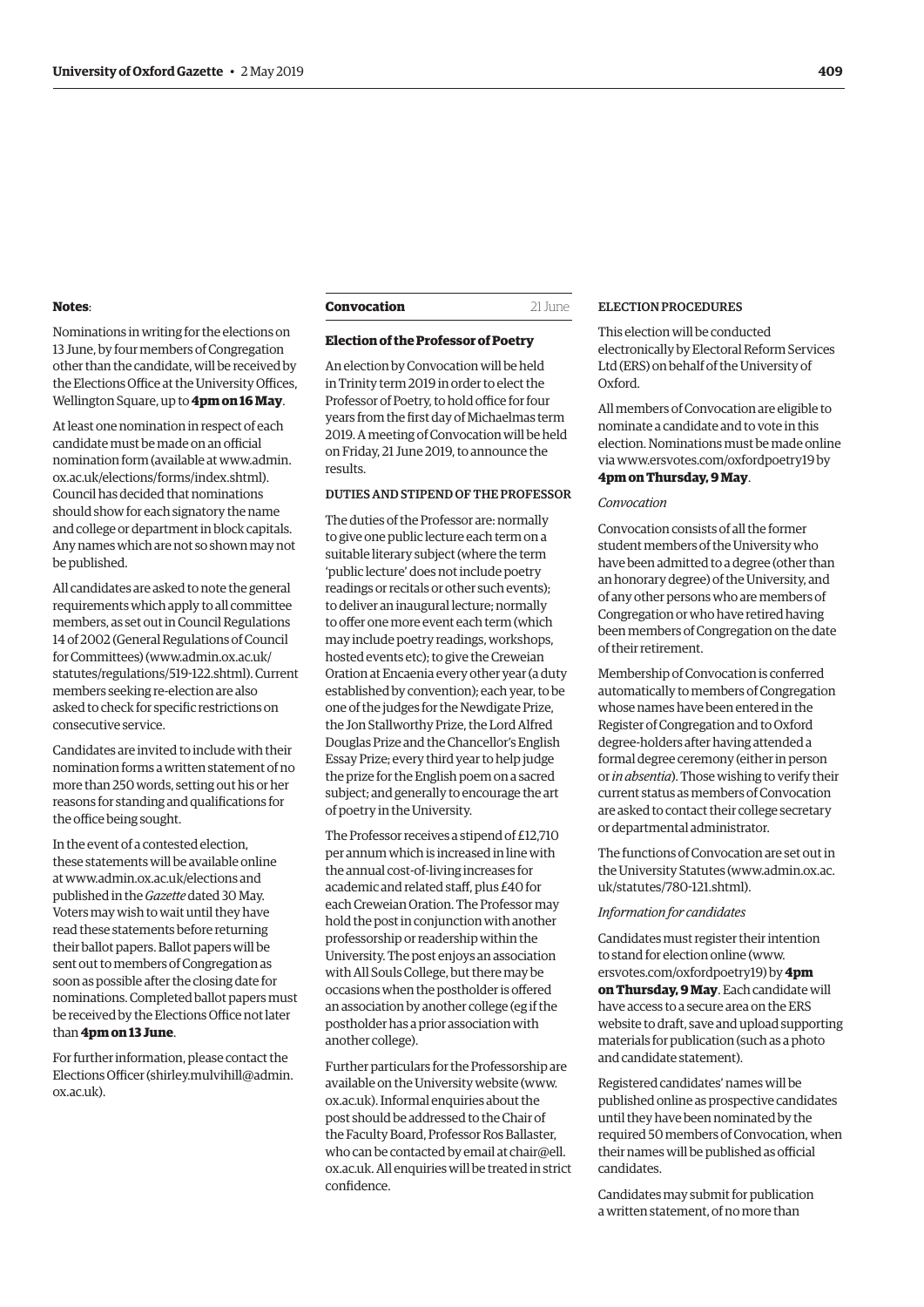**Notes**:

Nominations in writing for the elections on 13 June, by four members of Congregation other than the candidate, will be received by the Elections Office at the University Offices, Wellington Square, up to **4pm on 16 May**.

At least one nomination in respect of each candidate must be made on an official nomination form (available at www.admin.ox.ac.uk/elections/forms/index.shtml). Council has decided that nominations should show for each signatory the name and college or department in block capitals. Any names which are not so shown may not be published.

All candidates are asked to note the general requirements which apply to all committee members, as set out in Council Regulations 14 of 2002 (General Regulations of Council for Committees) (www.admin.ox.ac.uk/statutes/regulations/519-122.shtml). Current members seeking re-election are also asked to check for specific restrictions on consecutive service.

Candidates are invited to include with their nomination forms a written statement of no more than 250 words, setting out his or her reasons for standing and qualifications for the office being sought.

In the event of a contested election, these statements will be available online at www.admin.ox.ac.uk/elections and published in the *Gazette* dated 30 May. Voters may wish to wait until they have read these statements before returning their ballot papers. Ballot papers will be sent out to members of Congregation as soon as possible after the closing date for nominations. Completed ballot papers must be received by the Elections Office not later than **4pm on 13 June**.

For further information, please contact the Elections Officer (shirley.mulvihill@admin.ox.ac.uk).

## Convocation — 21 June

### Election of the Professor of Poetry

An election by Convocation will be held in Trinity term 2019 in order to elect the Professor of Poetry, to hold office for four years from the first day of Michaelmas term 2019. A meeting of Convocation will be held on Friday, 21 June 2019, to announce the results.

#### DUTIES AND STIPEND OF THE PROFESSOR

The duties of the Professor are: normally to give one public lecture each term on a suitable literary subject (where the term 'public lecture' does not include poetry readings or recitals or other such events); to deliver an inaugural lecture; normally to offer one more event each term (which may include poetry readings, workshops, hosted events etc); to give the Creweian Oration at Encaenia every other year (a duty established by convention); each year, to be one of the judges for the Newdigate Prize, the Jon Stallworthy Prize, the Lord Alfred Douglas Prize and the Chancellor's English Essay Prize; every third year to help judge the prize for the English poem on a sacred subject; and generally to encourage the art of poetry in the University.

The Professor receives a stipend of £12,710 per annum which is increased in line with the annual cost-of-living increases for academic and related staff, plus £40 for each Creweian Oration. The Professor may hold the post in conjunction with another professorship or readership within the University. The post enjoys an association with All Souls College, but there may be occasions when the postholder is offered an association by another college (eg if the postholder has a prior association with another college).

Further particulars for the Professorship are available on the University website (www.ox.ac.uk). Informal enquiries about the post should be addressed to the Chair of the Faculty Board, Professor Ros Ballaster, who can be contacted by email at chair@ell.ox.ac.uk. All enquiries will be treated in strict confidence.

#### ELECTION PROCEDURES

This election will be conducted electronically by Electoral Reform Services Ltd (ERS) on behalf of the University of Oxford.

All members of Convocation are eligible to nominate a candidate and to vote in this election. Nominations must be made online via www.ersvotes.com/oxfordpoetry19 by **4pm on Thursday, 9 May**.

*Convocation*

Convocation consists of all the former student members of the University who have been admitted to a degree (other than an honorary degree) of the University, and of any other persons who are members of Congregation or who have retired having been members of Congregation on the date of their retirement.

Membership of Convocation is conferred automatically to members of Congregation whose names have been entered in the Register of Congregation and to Oxford degree-holders after having attended a formal degree ceremony (either in person or *in absentia*). Those wishing to verify their current status as members of Convocation are asked to contact their college secretary or departmental administrator.

The functions of Convocation are set out in the University Statutes (www.admin.ox.ac.uk/statutes/780-121.shtml).

*Information for candidates*

Candidates must register their intention to stand for election online (www.ersvotes.com/oxfordpoetry19) by **4pm on Thursday, 9 May**. Each candidate will have access to a secure area on the ERS website to draft, save and upload supporting materials for publication (such as a photo and candidate statement).

Registered candidates' names will be published online as prospective candidates until they have been nominated by the required 50 members of Convocation, when their names will be published as official candidates.

Candidates may submit for publication a written statement, of no more than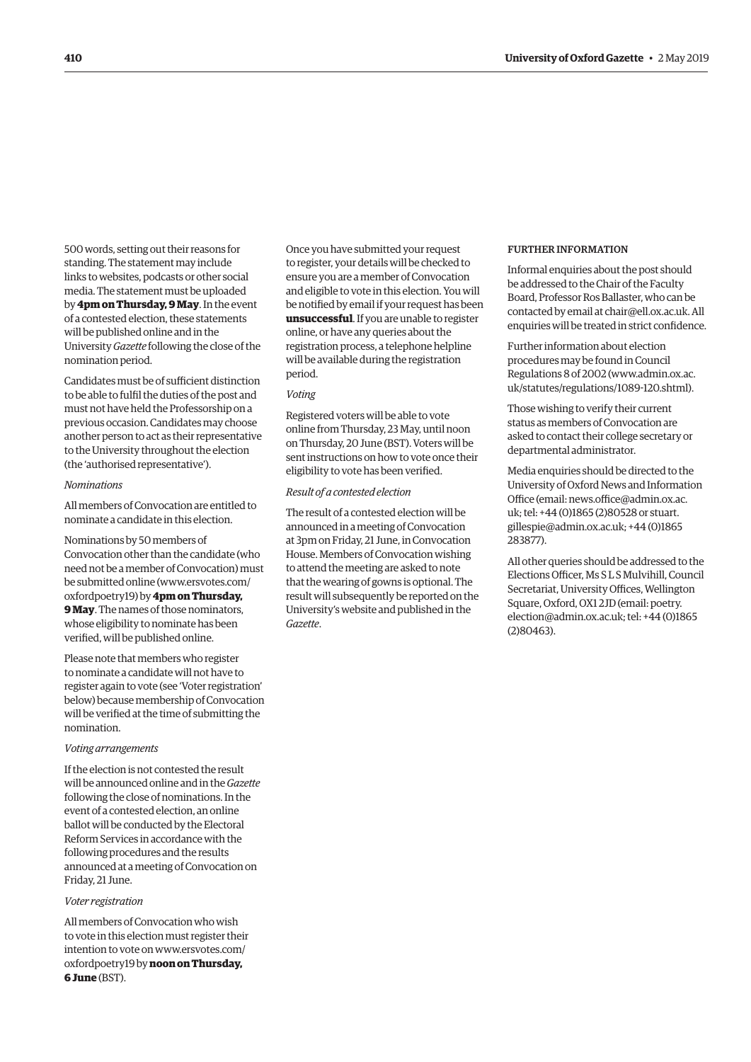500 words, setting out their reasons for standing. The statement may include links to websites, podcasts or other social media. The statement must be uploaded by **4pm on Thursday, 9 May**. In the event of a contested election, these statements will be published online and in the University *Gazette* following the close of the nomination period.

Candidates must be of sufficient distinction to be able to fulfil the duties of the post and must not have held the Professorship on a previous occasion. Candidates may choose another person to act as their representative to the University throughout the election (the 'authorised representative').

*Nominations*

All members of Convocation are entitled to nominate a candidate in this election.

Nominations by 50 members of Convocation other than the candidate (who need not be a member of Convocation) must be submitted online (www.ersvotes.com/oxfordpoetry19) by **4pm on Thursday, 9 May**. The names of those nominators, whose eligibility to nominate has been verified, will be published online.

Please note that members who register to nominate a candidate will not have to register again to vote (see 'Voter registration' below) because membership of Convocation will be verified at the time of submitting the nomination.

*Voting arrangements*

If the election is not contested the result will be announced online and in the *Gazette* following the close of nominations. In the event of a contested election, an online ballot will be conducted by the Electoral Reform Services in accordance with the following procedures and the results announced at a meeting of Convocation on Friday, 21 June.

*Voter registration*

All members of Convocation who wish to vote in this election must register their intention to vote on www.ersvotes.com/oxfordpoetry19 by **noon on Thursday, 6 June** (BST).

Once you have submitted your request to register, your details will be checked to ensure you are a member of Convocation and eligible to vote in this election. You will be notified by email if your request has been **unsuccessful**. If you are unable to register online, or have any queries about the registration process, a telephone helpline will be available during the registration period.

*Voting*

Registered voters will be able to vote online from Thursday, 23 May, until noon on Thursday, 20 June (BST). Voters will be sent instructions on how to vote once their eligibility to vote has been verified.

*Result of a contested election*

The result of a contested election will be announced in a meeting of Convocation at 3pm on Friday, 21 June, in Convocation House. Members of Convocation wishing to attend the meeting are asked to note that the wearing of gowns is optional. The result will subsequently be reported on the University's website and published in the *Gazette*.

FURTHER INFORMATION

Informal enquiries about the post should be addressed to the Chair of the Faculty Board, Professor Ros Ballaster, who can be contacted by email at chair@ell.ox.ac.uk. All enquiries will be treated in strict confidence.

Further information about election procedures may be found in Council Regulations 8 of 2002 (www.admin.ox.ac.uk/statutes/regulations/1089-120.shtml).

Those wishing to verify their current status as members of Convocation are asked to contact their college secretary or departmental administrator.

Media enquiries should be directed to the University of Oxford News and Information Office (email: news.office@admin.ox.ac.uk; tel: +44 (0)1865 (2)80528 or stuart.gillespie@admin.ox.ac.uk; +44 (0)1865 283877).

All other queries should be addressed to the Elections Officer, Ms S L S Mulvihill, Council Secretariat, University Offices, Wellington Square, Oxford, OX1 2JD (email: poetry.election@admin.ox.ac.uk; tel: +44 (0)1865 (2)80463).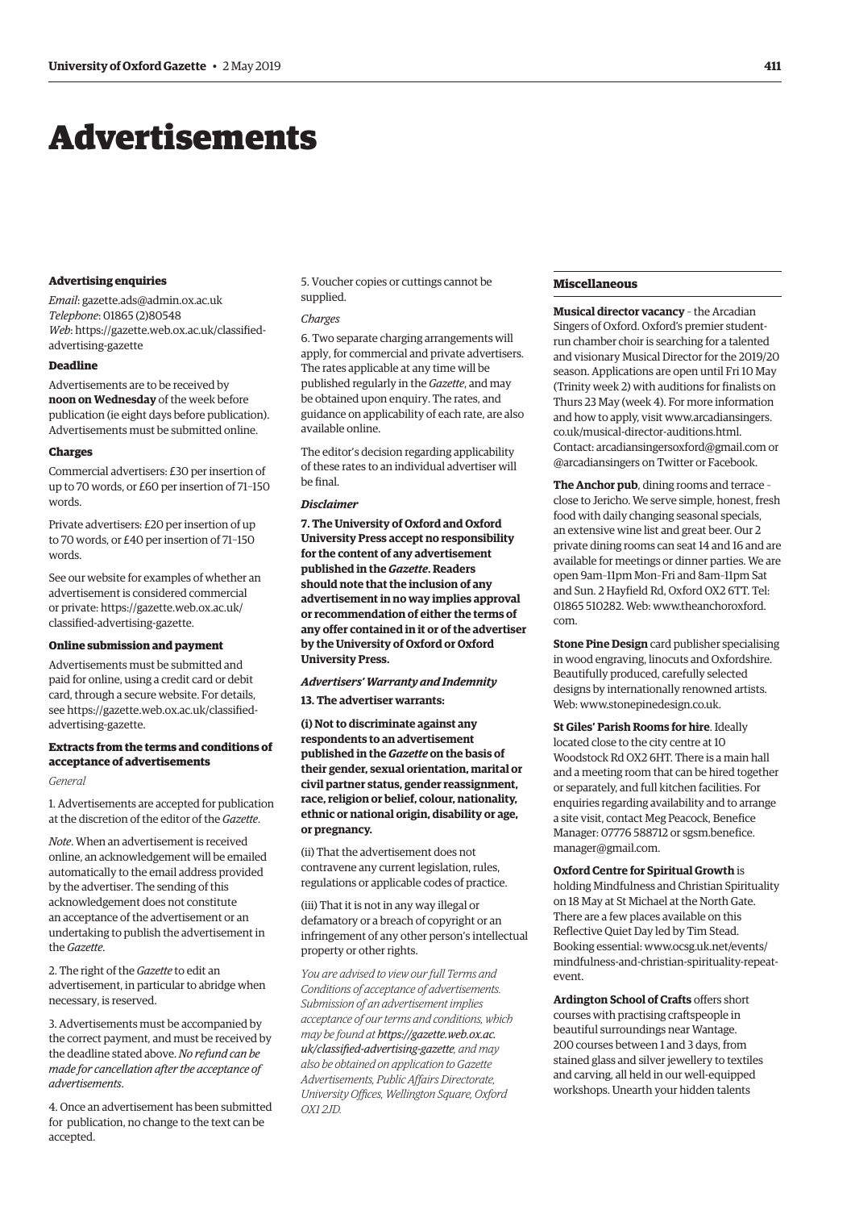# Advertisements

#### Advertising enquiries

*Email*: gazette.ads@admin.ox.ac.uk
*Telephone*: 01865 (2)80548
*Web*: https://gazette.web.ox.ac.uk/classified-advertising-gazette

#### Deadline

Advertisements are to be received by **noon on Wednesday** of the week before publication (ie eight days before publication). Advertisements must be submitted online.

#### Charges

Commercial advertisers: £30 per insertion of up to 70 words, or £60 per insertion of 71–150 words.

Private advertisers: £20 per insertion of up to 70 words, or £40 per insertion of 71–150 words.

See our website for examples of whether an advertisement is considered commercial or private: https://gazette.web.ox.ac.uk/classified-advertising-gazette.

#### Online submission and payment

Advertisements must be submitted and paid for online, using a credit card or debit card, through a secure website. For details, see https://gazette.web.ox.ac.uk/classified-advertising-gazette.

#### Extracts from the terms and conditions of acceptance of advertisements

*General*

1. Advertisements are accepted for publication at the discretion of the editor of the *Gazette*.

*Note*. When an advertisement is received online, an acknowledgement will be emailed automatically to the email address provided by the advertiser. The sending of this acknowledgement does not constitute an acceptance of the advertisement or an undertaking to publish the advertisement in the *Gazette*.

2. The right of the *Gazette* to edit an advertisement, in particular to abridge when necessary, is reserved.

3. Advertisements must be accompanied by the correct payment, and must be received by the deadline stated above. *No refund can be made for cancellation after the acceptance of advertisements*.

4. Once an advertisement has been submitted for publication, no change to the text can be accepted.

5. Voucher copies or cuttings cannot be supplied.

*Charges*

6. Two separate charging arrangements will apply, for commercial and private advertisers. The rates applicable at any time will be published regularly in the *Gazette*, and may be obtained upon enquiry. The rates, and guidance on applicability of each rate, are also available online.

The editor's decision regarding applicability of these rates to an individual advertiser will be final.

***Disclaimer***

**7. The University of Oxford and Oxford University Press accept no responsibility for the content of any advertisement published in the *Gazette*. Readers should note that the inclusion of any advertisement in no way implies approval or recommendation of either the terms of any offer contained in it or of the advertiser by the University of Oxford or Oxford University Press.**

***Advertisers' Warranty and Indemnity***

**13. The advertiser warrants:**

**(i) Not to discriminate against any respondents to an advertisement published in the *Gazette* on the basis of their gender, sexual orientation, marital or civil partner status, gender reassignment, race, religion or belief, colour, nationality, ethnic or national origin, disability or age, or pregnancy.**

(ii) That the advertisement does not contravene any current legislation, rules, regulations or applicable codes of practice.

(iii) That it is not in any way illegal or defamatory or a breach of copyright or an infringement of any other person's intellectual property or other rights.

*You are advised to view our full Terms and Conditions of acceptance of advertisements. Submission of an advertisement implies acceptance of our terms and conditions, which may be found at **https://gazette.web.ox.ac.uk/classified-advertising-gazette**, and may also be obtained on application to Gazette Advertisements, Public Affairs Directorate, University Offices, Wellington Square, Oxford OX1 2JD.*

#### Miscellaneous

**Musical director vacancy** – the Arcadian Singers of Oxford. Oxford's premier student-run chamber choir is searching for a talented and visionary Musical Director for the 2019/20 season. Applications are open until Fri 10 May (Trinity week 2) with auditions for finalists on Thurs 23 May (week 4). For more information and how to apply, visit www.arcadiansingers.co.uk/musical-director-auditions.html. Contact: arcadiansingersoxford@gmail.com or @arcadiansingers on Twitter or Facebook.

**The Anchor pub**, dining rooms and terrace – close to Jericho. We serve simple, honest, fresh food with daily changing seasonal specials, an extensive wine list and great beer. Our 2 private dining rooms can seat 14 and 16 and are available for meetings or dinner parties. We are open 9am–11pm Mon–Fri and 8am–11pm Sat and Sun. 2 Hayfield Rd, Oxford OX2 6TT. Tel: 01865 510282. Web: www.theanchoroxford.com.

**Stone Pine Design** card publisher specialising in wood engraving, linocuts and Oxfordshire. Beautifully produced, carefully selected designs by internationally renowned artists. Web: www.stonepinedesign.co.uk.

**St Giles' Parish Rooms for hire**. Ideally located close to the city centre at 10 Woodstock Rd OX2 6HT. There is a main hall and a meeting room that can be hired together or separately, and full kitchen facilities. For enquiries regarding availability and to arrange a site visit, contact Meg Peacock, Benefice Manager: 07776 588712 or sgsm.benefice.manager@gmail.com.

**Oxford Centre for Spiritual Growth** is holding Mindfulness and Christian Spirituality on 18 May at St Michael at the North Gate. There are a few places available on this Reflective Quiet Day led by Tim Stead. Booking essential: www.ocsg.uk.net/events/mindfulness-and-christian-spirituality-repeat-event.

**Ardington School of Crafts** offers short courses with practising craftspeople in beautiful surroundings near Wantage. 200 courses between 1 and 3 days, from stained glass and silver jewellery to textiles and carving, all held in our well-equipped workshops. Unearth your hidden talents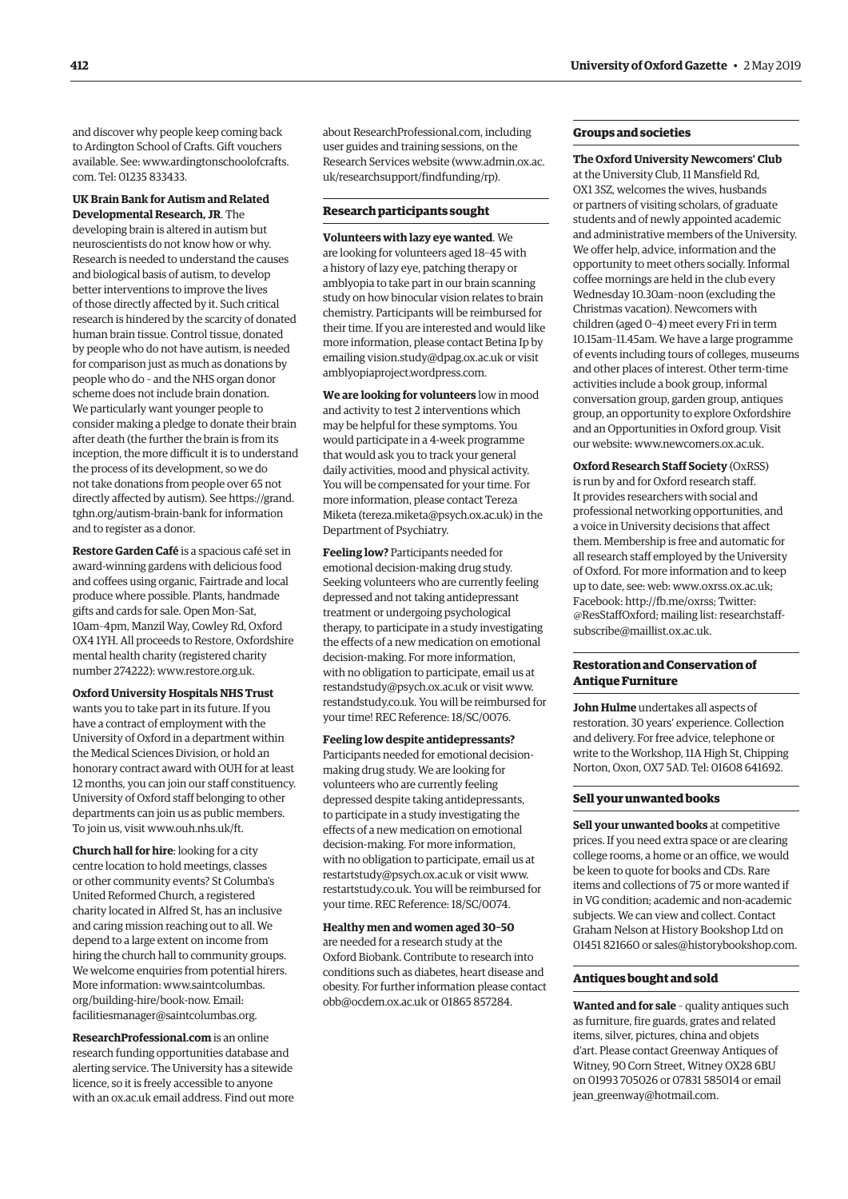and discover why people keep coming back to Ardington School of Crafts. Gift vouchers available. See: www.ardingtonschoolofcrafts.com. Tel: 01235 833433.

**UK Brain Bank for Autism and Related Developmental Research, JR**. The developing brain is altered in autism but neuroscientists do not know how or why. Research is needed to understand the causes and biological basis of autism, to develop better interventions to improve the lives of those directly affected by it. Such critical research is hindered by the scarcity of donated human brain tissue. Control tissue, donated by people who do not have autism, is needed for comparison just as much as donations by people who do – and the NHS organ donor scheme does not include brain donation. We particularly want younger people to consider making a pledge to donate their brain after death (the further the brain is from its inception, the more difficult it is to understand the process of its development, so we do not take donations from people over 65 not directly affected by autism). See https://grand.tghn.org/autism-brain-bank for information and to register as a donor.

**Restore Garden Café** is a spacious café set in award-winning gardens with delicious food and coffees using organic, Fairtrade and local produce where possible. Plants, handmade gifts and cards for sale. Open Mon–Sat, 10am–4pm, Manzil Way, Cowley Rd, Oxford OX4 1YH. All proceeds to Restore, Oxfordshire mental health charity (registered charity number 274222): www.restore.org.uk.

**Oxford University Hospitals NHS Trust** wants you to take part in its future. If you have a contract of employment with the University of Oxford in a department within the Medical Sciences Division, or hold an honorary contract award with OUH for at least 12 months, you can join our staff constituency. University of Oxford staff belonging to other departments can join us as public members. To join us, visit www.ouh.nhs.uk/ft.

**Church hall for hire**: looking for a city centre location to hold meetings, classes or other community events? St Columba's United Reformed Church, a registered charity located in Alfred St, has an inclusive and caring mission reaching out to all. We depend to a large extent on income from hiring the church hall to community groups. We welcome enquiries from potential hirers. More information: www.saintcolumbas.org/building-hire/book-now. Email: facilitiesmanager@saintcolumbas.org.

**ResearchProfessional.com** is an online research funding opportunities database and alerting service. The University has a sitewide licence, so it is freely accessible to anyone with an ox.ac.uk email address. Find out more about ResearchProfessional.com, including user guides and training sessions, on the Research Services website (www.admin.ox.ac.uk/researchsupport/findfunding/rp).

## Research participants sought

**Volunteers with lazy eye wanted**. We are looking for volunteers aged 18–45 with a history of lazy eye, patching therapy or amblyopia to take part in our brain scanning study on how binocular vision relates to brain chemistry. Participants will be reimbursed for their time. If you are interested and would like more information, please contact Betina Ip by emailing vision.study@dpag.ox.ac.uk or visit amblyopiaproject.wordpress.com.

**We are looking for volunteers** low in mood and activity to test 2 interventions which may be helpful for these symptoms. You would participate in a 4-week programme that would ask you to track your general daily activities, mood and physical activity. You will be compensated for your time. For more information, please contact Tereza Miketa (tereza.miketa@psych.ox.ac.uk) in the Department of Psychiatry.

**Feeling low?** Participants needed for emotional decision-making drug study. Seeking volunteers who are currently feeling depressed and not taking antidepressant treatment or undergoing psychological therapy, to participate in a study investigating the effects of a new medication on emotional decision-making. For more information, with no obligation to participate, email us at restandstudy@psych.ox.ac.uk or visit www.restandstudy.co.uk. You will be reimbursed for your time! REC Reference: 18/SC/0076.

**Feeling low despite antidepressants?** Participants needed for emotional decision-making drug study. We are looking for volunteers who are currently feeling depressed despite taking antidepressants, to participate in a study investigating the effects of a new medication on emotional decision-making. For more information, with no obligation to participate, email us at restartstudy@psych.ox.ac.uk or visit www.restartstudy.co.uk. You will be reimbursed for your time. REC Reference: 18/SC/0074.

**Healthy men and women aged 30–50** are needed for a research study at the Oxford Biobank. Contribute to research into conditions such as diabetes, heart disease and obesity. For further information please contact obb@ocdem.ox.ac.uk or 01865 857284.

## Groups and societies

**The Oxford University Newcomers' Club** at the University Club, 11 Mansfield Rd, OX1 3SZ, welcomes the wives, husbands or partners of visiting scholars, of graduate students and of newly appointed academic and administrative members of the University. We offer help, advice, information and the opportunity to meet others socially. Informal coffee mornings are held in the club every Wednesday 10.30am–noon (excluding the Christmas vacation). Newcomers with children (aged 0–4) meet every Fri in term 10.15am–11.45am. We have a large programme of events including tours of colleges, museums and other places of interest. Other term-time activities include a book group, informal conversation group, garden group, antiques group, an opportunity to explore Oxfordshire and an Opportunities in Oxford group. Visit our website: www.newcomers.ox.ac.uk.

**Oxford Research Staff Society** (OxRSS) is run by and for Oxford research staff. It provides researchers with social and professional networking opportunities, and a voice in University decisions that affect them. Membership is free and automatic for all research staff employed by the University of Oxford. For more information and to keep up to date, see: web: www.oxrss.ox.ac.uk; Facebook: http://fb.me/oxrss; Twitter: @ResStaffOxford; mailing list: researchstaff-subscribe@maillist.ox.ac.uk.

## Restoration and Conservation of Antique Furniture

**John Hulme** undertakes all aspects of restoration. 30 years' experience. Collection and delivery. For free advice, telephone or write to the Workshop, 11A High St, Chipping Norton, Oxon, OX7 5AD. Tel: 01608 641692.

## Sell your unwanted books

**Sell your unwanted books** at competitive prices. If you need extra space or are clearing college rooms, a home or an office, we would be keen to quote for books and CDs. Rare items and collections of 75 or more wanted if in VG condition; academic and non-academic subjects. We can view and collect. Contact Graham Nelson at History Bookshop Ltd on 01451 821660 or sales@historybookshop.com.

## Antiques bought and sold

**Wanted and for sale** – quality antiques such as furniture, fire guards, grates and related items, silver, pictures, china and objets d'art. Please contact Greenway Antiques of Witney, 90 Corn Street, Witney OX28 6BU on 01993 705026 or 07831 585014 or email jean_greenway@hotmail.com.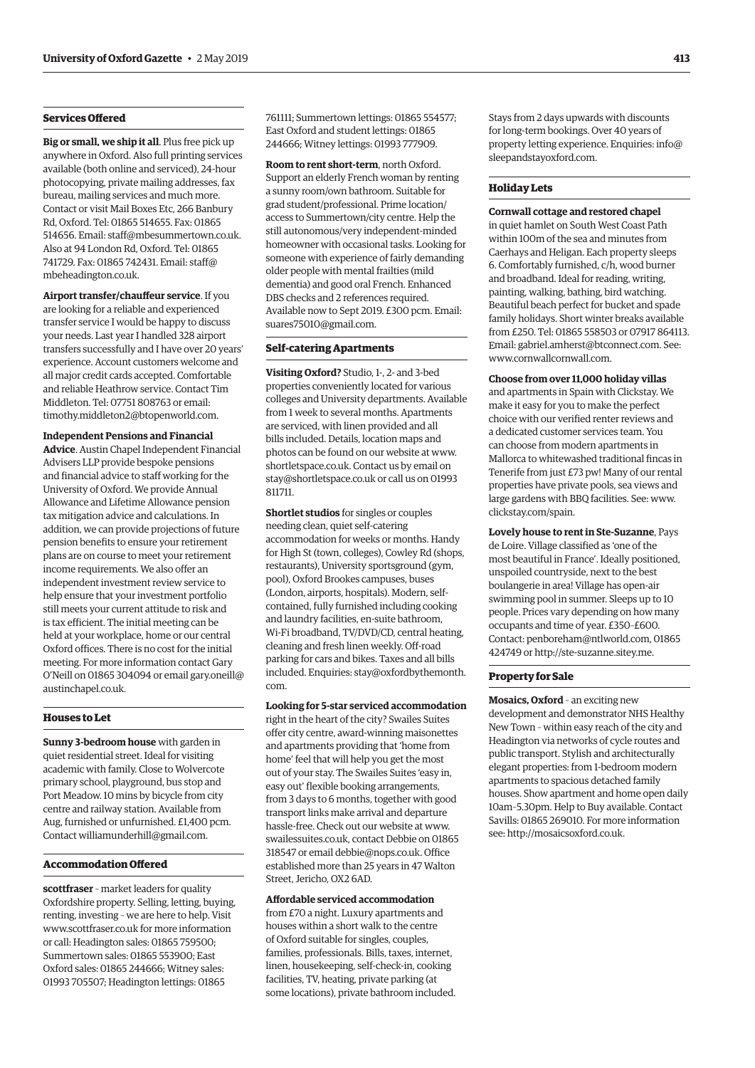## Services Offered

**Big or small, we ship it all**. Plus free pick up anywhere in Oxford. Also full printing services available (both online and serviced), 24-hour photocopying, private mailing addresses, fax bureau, mailing services and much more. Contact or visit Mail Boxes Etc, 266 Banbury Rd, Oxford. Tel: 01865 514655. Fax: 01865 514656. Email: staff@mbesummertown.co.uk. Also at 94 London Rd, Oxford. Tel: 01865 741729. Fax: 01865 742431. Email: staff@mbeheadington.co.uk.

**Airport transfer/chauffeur service**. If you are looking for a reliable and experienced transfer service I would be happy to discuss your needs. Last year I handled 328 airport transfers successfully and I have over 20 years' experience. Account customers welcome and all major credit cards accepted. Comfortable and reliable Heathrow service. Contact Tim Middleton. Tel: 07751 808763 or email: timothy.middleton2@btopenworld.com.

**Independent Pensions and Financial Advice**. Austin Chapel Independent Financial Advisers LLP provide bespoke pensions and financial advice to staff working for the University of Oxford. We provide Annual Allowance and Lifetime Allowance pension tax mitigation advice and calculations. In addition, we can provide projections of future pension benefits to ensure your retirement plans are on course to meet your retirement income requirements. We also offer an independent investment review service to help ensure that your investment portfolio still meets your current attitude to risk and is tax efficient. The initial meeting can be held at your workplace, home or our central Oxford offices. There is no cost for the initial meeting. For more information contact Gary O'Neill on 01865 304094 or email gary.oneill@austinchapel.co.uk.

## Houses to Let

**Sunny 3-bedroom house** with garden in quiet residential street. Ideal for visiting academic with family. Close to Wolvercote primary school, playground, bus stop and Port Meadow. 10 mins by bicycle from city centre and railway station. Available from Aug, furnished or unfurnished. £1,400 pcm. Contact williamunderhill@gmail.com.

## Accommodation Offered

**scottfraser** – market leaders for quality Oxfordshire property. Selling, letting, buying, renting, investing – we are here to help. Visit www.scottfraser.co.uk for more information or call: Headington sales: 01865 759500; Summertown sales: 01865 553900; East Oxford sales: 01865 244666; Witney sales: 01993 705507; Headington lettings: 01865 761111; Summertown lettings: 01865 554577; East Oxford and student lettings: 01865 244666; Witney lettings: 01993 777909.

**Room to rent short-term**, north Oxford. Support an elderly French woman by renting a sunny room/own bathroom. Suitable for grad student/professional. Prime location/access to Summertown/city centre. Help the still autonomous/very independent-minded homeowner with occasional tasks. Looking for someone with experience of fairly demanding older people with mental frailties (mild dementia) and good oral French. Enhanced DBS checks and 2 references required. Available now to Sept 2019. £300 pcm. Email: suares75010@gmail.com.

## Self-catering Apartments

**Visiting Oxford?** Studio, 1-, 2- and 3-bed properties conveniently located for various colleges and University departments. Available from 1 week to several months. Apartments are serviced, with linen provided and all bills included. Details, location maps and photos can be found on our website at www.shortletspace.co.uk. Contact us by email on stay@shortletspace.co.uk or call us on 01993 811711.

**Shortlet studios** for singles or couples needing clean, quiet self-catering accommodation for weeks or months. Handy for High St (town, colleges), Cowley Rd (shops, restaurants), University sportsground (gym, pool), Oxford Brookes campuses, buses (London, airports, hospitals). Modern, self-contained, fully furnished including cooking and laundry facilities, en-suite bathroom, Wi-Fi broadband, TV/DVD/CD, central heating, cleaning and fresh linen weekly. Off-road parking for cars and bikes. Taxes and all bills included. Enquiries: stay@oxfordbythemonth.com.

**Looking for 5-star serviced accommodation** right in the heart of the city? Swailes Suites offer city centre, award-winning maisonettes and apartments providing that 'home from home' feel that will help you get the most out of your stay. The Swailes Suites 'easy in, easy out' flexible booking arrangements, from 3 days to 6 months, together with good transport links make arrival and departure hassle-free. Check out our website at www.swailessuites.co.uk, contact Debbie on 01865 318547 or email debbie@nops.co.uk. Office established more than 25 years in 47 Walton Street, Jericho, OX2 6AD.

**Affordable serviced accommodation** from £70 a night. Luxury apartments and houses within a short walk to the centre of Oxford suitable for singles, couples, families, professionals. Bills, taxes, internet, linen, housekeeping, self-check-in, cooking facilities, TV, heating, private parking (at some locations), private bathroom included. Stays from 2 days upwards with discounts for long-term bookings. Over 40 years of property letting experience. Enquiries: info@sleepandstayoxford.com.

## Holiday Lets

**Cornwall cottage and restored chapel** in quiet hamlet on South West Coast Path within 100m of the sea and minutes from Caerhays and Heligan. Each property sleeps 6. Comfortably furnished, c/h, wood burner and broadband. Ideal for reading, writing, painting, walking, bathing, bird watching. Beautiful beach perfect for bucket and spade family holidays. Short winter breaks available from £250. Tel: 01865 558503 or 07917 864113. Email: gabriel.amherst@btconnect.com. See: www.cornwallcornwall.com.

**Choose from over 11,000 holiday villas** and apartments in Spain with Clickstay. We make it easy for you to make the perfect choice with our verified renter reviews and a dedicated customer services team. You can choose from modern apartments in Mallorca to whitewashed traditional fincas in Tenerife from just £73 pw! Many of our rental properties have private pools, sea views and large gardens with BBQ facilities. See: www.clickstay.com/spain.

**Lovely house to rent in Ste-Suzanne**, Pays de Loire. Village classified as 'one of the most beautiful in France'. Ideally positioned, unspoiled countryside, next to the best boulangerie in area! Village has open-air swimming pool in summer. Sleeps up to 10 people. Prices vary depending on how many occupants and time of year. £350–£600. Contact: penboreham@ntlworld.com, 01865 424749 or http://ste-suzanne.sitey.me.

## Property for Sale

**Mosaics, Oxford** – an exciting new development and demonstrator NHS Healthy New Town – within easy reach of the city and Headington via networks of cycle routes and public transport. Stylish and architecturally elegant properties: from 1-bedroom modern apartments to spacious detached family houses. Show apartment and home open daily 10am–5.30pm. Help to Buy available. Contact Savills: 01865 269010. For more information see: http://mosaicsoxford.co.uk.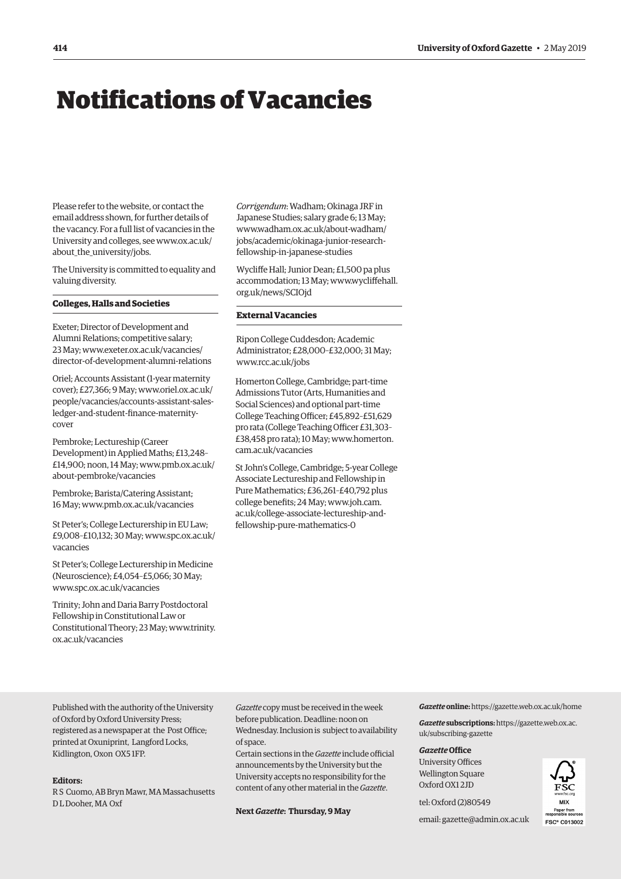# Notifications of Vacancies

Please refer to the website, or contact the email address shown, for further details of the vacancy. For a full list of vacancies in the University and colleges, see www.ox.ac.uk/about_the_university/jobs.

The University is committed to equality and valuing diversity.

### Colleges, Halls and Societies

Exeter; Director of Development and Alumni Relations; competitive salary; 23 May; www.exeter.ox.ac.uk/vacancies/director-of-development-alumni-relations

Oriel; Accounts Assistant (1-year maternity cover); £27,366; 9 May; www.oriel.ox.ac.uk/people/vacancies/accounts-assistant-sales-ledger-and-student-finance-maternity-cover

Pembroke; Lectureship (Career Development) in Applied Maths; £13,248–£14,900; noon, 14 May; www.pmb.ox.ac.uk/about-pembroke/vacancies

Pembroke; Barista/Catering Assistant; 16 May; www.pmb.ox.ac.uk/vacancies

St Peter's; College Lecturership in EU Law; £9,008–£10,132; 30 May; www.spc.ox.ac.uk/vacancies

St Peter's; College Lecturership in Medicine (Neuroscience); £4,054–£5,066; 30 May; www.spc.ox.ac.uk/vacancies

Trinity; John and Daria Barry Postdoctoral Fellowship in Constitutional Law or Constitutional Theory; 23 May; www.trinity.ox.ac.uk/vacancies

*Corrigendum*: Wadham; Okinaga JRF in Japanese Studies; salary grade 6; 13 May; www.wadham.ox.ac.uk/about-wadham/jobs/academic/okinaga-junior-research-fellowship-in-japanese-studies

Wycliffe Hall; Junior Dean; £1,500 pa plus accommodation; 13 May; www.wycliffehall.org.uk/news/SCIOjd

### External Vacancies

Ripon College Cuddesdon; Academic Administrator; £28,000–£32,000; 31 May; www.rcc.ac.uk/jobs

Homerton College, Cambridge; part-time Admissions Tutor (Arts, Humanities and Social Sciences) and optional part-time College Teaching Officer; £45,892–£51,629 pro rata (College Teaching Officer £31,303–£38,458 pro rata); 10 May; www.homerton.cam.ac.uk/vacancies

St John's College, Cambridge; 5-year College Associate Lectureship and Fellowship in Pure Mathematics; £36,261–£40,792 plus college benefits; 24 May; www.joh.cam.ac.uk/college-associate-lectureship-and-fellowship-pure-mathematics-0

---

Published with the authority of the University of Oxford by Oxford University Press; registered as a newspaper at the Post Office; printed at Oxuniprint, Langford Locks, Kidlington, Oxon OX5 1FP.

**Editors:**
R S Cuomo, AB Bryn Mawr, MA Massachusetts
D L Dooher, MA Oxf

*Gazette* copy must be received in the week before publication. Deadline: noon on Wednesday. Inclusion is subject to availability of space.
Certain sections in the *Gazette* include official announcements by the University but the University accepts no responsibility for the content of any other material in the *Gazette*.

**Next *Gazette*: Thursday, 9 May**

***Gazette* online:** https://gazette.web.ox.ac.uk/home

***Gazette* subscriptions:** https://gazette.web.ox.ac.uk/subscribing-gazette

***Gazette* Office**
University Offices
Wellington Square
Oxford OX1 2JD

tel: Oxford (2)80549

email: gazette@admin.ox.ac.uk

FSC MIX Paper from responsible sources FSC® C013002